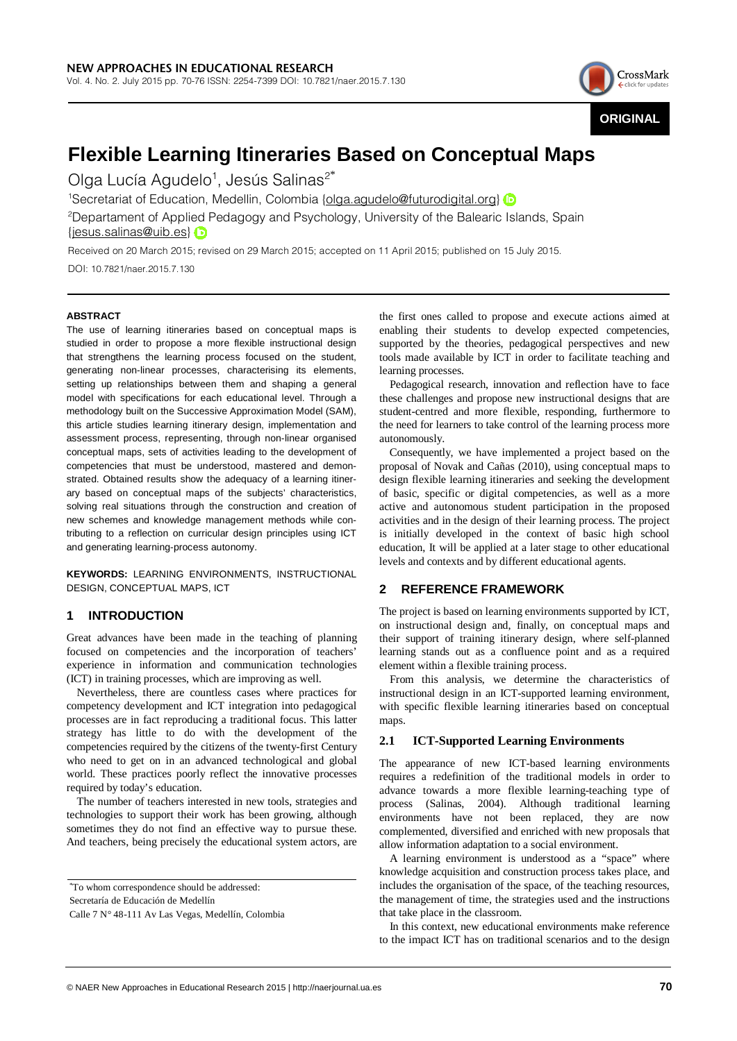# Flexible Learning Itineraries Based on Conceptual Maps

Olga Lucía Agudelo[1], Jesús Salinas[2*]

[1]Secretariat of Education, Medellin, Colombia {olga.agudelo@futurodigital.org}

[2]Departament of Applied Pedagogy and Psychology, University of the Balearic Islands, Spain {jesus.salinas@uib.es}

Received on 20 March 2015; revised on 29 March 2015; accepted on 11 April 2015; published on 15 July 2015.

DOI: 10.7821/naer.2015.7.130

## ABSTRACT

The use of learning itineraries based on conceptual maps is studied in order to propose a more flexible instructional design that strengthens the learning process focused on the student, generating non-linear processes, characterising its elements, setting up relationships between them and shaping a general model with specifications for each educational level. Through a methodology built on the Successive Approximation Model (SAM), this article studies learning itinerary design, implementation and assessment process, representing, through non-linear organised conceptual maps, sets of activities leading to the development of competencies that must be understood, mastered and demonstrated. Obtained results show the adequacy of a learning itinerary based on conceptual maps of the subjects' characteristics, solving real situations through the construction and creation of new schemes and knowledge management methods while contributing to a reflection on curricular design principles using ICT and generating learning-process autonomy.

**KEYWORDS:** LEARNING ENVIRONMENTS, INSTRUCTIONAL DESIGN, CONCEPTUAL MAPS, ICT

## 1 INTRODUCTION

Great advances have been made in the teaching of planning focused on competencies and the incorporation of teachers' experience in information and communication technologies (ICT) in training processes, which are improving as well.

Nevertheless, there are countless cases where practices for competency development and ICT integration into pedagogical processes are in fact reproducing a traditional focus. This latter strategy has little to do with the development of the competencies required by the citizens of the twenty-first Century who need to get on in an advanced technological and global world. These practices poorly reflect the innovative processes required by today's education.

The number of teachers interested in new tools, strategies and technologies to support their work has been growing, although sometimes they do not find an effective way to pursue these. And teachers, being precisely the educational system actors, are the first ones called to propose and execute actions aimed at enabling their students to develop expected competencies, supported by the theories, pedagogical perspectives and new tools made available by ICT in order to facilitate teaching and learning processes.

Pedagogical research, innovation and reflection have to face these challenges and propose new instructional designs that are student-centred and more flexible, responding, furthermore to the need for learners to take control of the learning process more autonomously.

Consequently, we have implemented a project based on the proposal of Novak and Cañas (2010), using conceptual maps to design flexible learning itineraries and seeking the development of basic, specific or digital competencies, as well as a more active and autonomous student participation in the proposed activities and in the design of their learning process. The project is initially developed in the context of basic high school education, It will be applied at a later stage to other educational levels and contexts and by different educational agents.

[*]To whom correspondence should be addressed:
Secretaría de Educación de Medellín
Calle 7 N° 48-111 Av Las Vegas, Medellín, Colombia

## 2 REFERENCE FRAMEWORK

The project is based on learning environments supported by ICT, on instructional design and, finally, on conceptual maps and their support of training itinerary design, where self-planned learning stands out as a confluence point and as a required element within a flexible training process.

From this analysis, we determine the characteristics of instructional design in an ICT-supported learning environment, with specific flexible learning itineraries based on conceptual maps.

### 2.1 ICT-Supported Learning Environments

The appearance of new ICT-based learning environments requires a redefinition of the traditional models in order to advance towards a more flexible learning-teaching type of process (Salinas, 2004). Although traditional learning environments have not been replaced, they are now complemented, diversified and enriched with new proposals that allow information adaptation to a social environment.

A learning environment is understood as a "space" where knowledge acquisition and construction process takes place, and includes the organisation of the space, of the teaching resources, the management of time, the strategies used and the instructions that take place in the classroom.

In this context, new educational environments make reference to the impact ICT has on traditional scenarios and to the design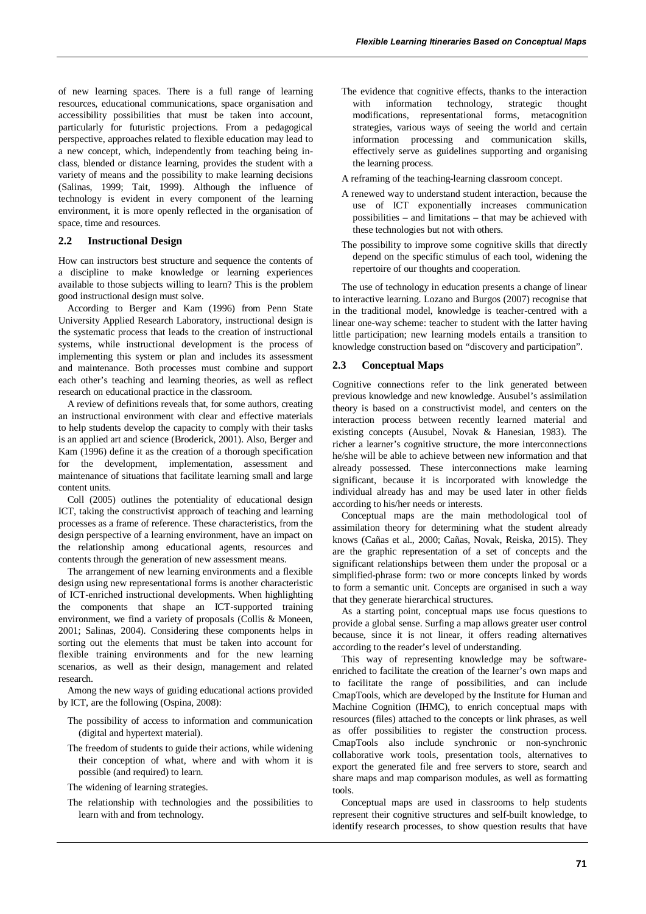of new learning spaces. There is a full range of learning resources, educational communications, space organisation and accessibility possibilities that must be taken into account, particularly for futuristic projections. From a pedagogical perspective, approaches related to flexible education may lead to a new concept, which, independently from teaching being in-class, blended or distance learning, provides the student with a variety of means and the possibility to make learning decisions (Salinas, 1999; Tait, 1999). Although the influence of technology is evident in every component of the learning environment, it is more openly reflected in the organisation of space, time and resources.

## 2.2 Instructional Design

How can instructors best structure and sequence the contents of a discipline to make knowledge or learning experiences available to those subjects willing to learn? This is the problem good instructional design must solve.

According to Berger and Kam (1996) from Penn State University Applied Research Laboratory, instructional design is the systematic process that leads to the creation of instructional systems, while instructional development is the process of implementing this system or plan and includes its assessment and maintenance. Both processes must combine and support each other's teaching and learning theories, as well as reflect research on educational practice in the classroom.

A review of definitions reveals that, for some authors, creating an instructional environment with clear and effective materials to help students develop the capacity to comply with their tasks is an applied art and science (Broderick, 2001). Also, Berger and Kam (1996) define it as the creation of a thorough specification for the development, implementation, assessment and maintenance of situations that facilitate learning small and large content units.

Coll (2005) outlines the potentiality of educational design ICT, taking the constructivist approach of teaching and learning processes as a frame of reference. These characteristics, from the design perspective of a learning environment, have an impact on the relationship among educational agents, resources and contents through the generation of new assessment means.

The arrangement of new learning environments and a flexible design using new representational forms is another characteristic of ICT-enriched instructional developments. When highlighting the components that shape an ICT-supported training environment, we find a variety of proposals (Collis & Moneen, 2001; Salinas, 2004). Considering these components helps in sorting out the elements that must be taken into account for flexible training environments and for the new learning scenarios, as well as their design, management and related research.

Among the new ways of guiding educational actions provided by ICT, are the following (Ospina, 2008):

- The possibility of access to information and communication (digital and hypertext material).
- The freedom of students to guide their actions, while widening their conception of what, where and with whom it is possible (and required) to learn.
- The widening of learning strategies.
- The relationship with technologies and the possibilities to learn with and from technology.
- The evidence that cognitive effects, thanks to the interaction with information technology, strategic thought modifications, representational forms, metacognition strategies, various ways of seeing the world and certain information processing and communication skills, effectively serve as guidelines supporting and organising the learning process.
- A reframing of the teaching-learning classroom concept.
- A renewed way to understand student interaction, because the use of ICT exponentially increases communication possibilities – and limitations – that may be achieved with these technologies but not with others.
- The possibility to improve some cognitive skills that directly depend on the specific stimulus of each tool, widening the repertoire of our thoughts and cooperation.

The use of technology in education presents a change of linear to interactive learning. Lozano and Burgos (2007) recognise that in the traditional model, knowledge is teacher-centred with a linear one-way scheme: teacher to student with the latter having little participation; new learning models entails a transition to knowledge construction based on "discovery and participation".

## 2.3 Conceptual Maps

Cognitive connections refer to the link generated between previous knowledge and new knowledge. Ausubel's assimilation theory is based on a constructivist model, and centers on the interaction process between recently learned material and existing concepts (Ausubel, Novak & Hanesian, 1983). The richer a learner's cognitive structure, the more interconnections he/she will be able to achieve between new information and that already possessed. These interconnections make learning significant, because it is incorporated with knowledge the individual already has and may be used later in other fields according to his/her needs or interests.

Conceptual maps are the main methodological tool of assimilation theory for determining what the student already knows (Cañas et al., 2000; Cañas, Novak, Reiska, 2015). They are the graphic representation of a set of concepts and the significant relationships between them under the proposal or a simplified-phrase form: two or more concepts linked by words to form a semantic unit. Concepts are organised in such a way that they generate hierarchical structures.

As a starting point, conceptual maps use focus questions to provide a global sense. Surfing a map allows greater user control because, since it is not linear, it offers reading alternatives according to the reader's level of understanding.

This way of representing knowledge may be software-enriched to facilitate the creation of the learner's own maps and to facilitate the range of possibilities, and can include CmapTools, which are developed by the Institute for Human and Machine Cognition (IHMC), to enrich conceptual maps with resources (files) attached to the concepts or link phrases, as well as offer possibilities to register the construction process. CmapTools also include synchronic or non-synchronic collaborative work tools, presentation tools, alternatives to export the generated file and free servers to store, search and share maps and map comparison modules, as well as formatting tools.

Conceptual maps are used in classrooms to help students represent their cognitive structures and self-built knowledge, to identify research processes, to show question results that have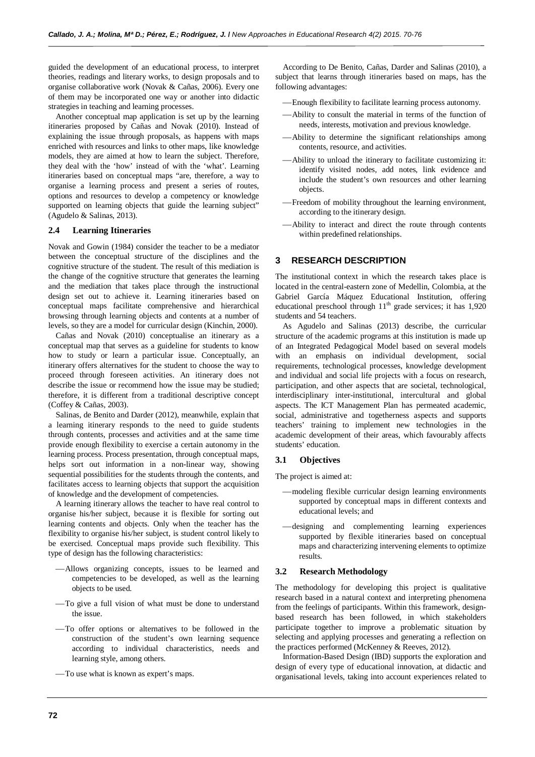guided the development of an educational process, to interpret theories, readings and literary works, to design proposals and to organise collaborative work (Novak & Cañas, 2006). Every one of them may be incorporated one way or another into didactic strategies in teaching and learning processes.

Another conceptual map application is set up by the learning itineraries proposed by Cañas and Novak (2010). Instead of explaining the issue through proposals, as happens with maps enriched with resources and links to other maps, like knowledge models, they are aimed at how to learn the subject. Therefore, they deal with the 'how' instead of with the 'what'. Learning itineraries based on conceptual maps "are, therefore, a way to organise a learning process and present a series of routes, options and resources to develop a competency or knowledge supported on learning objects that guide the learning subject" (Agudelo & Salinas, 2013).

### 2.4 Learning Itineraries

Novak and Gowin (1984) consider the teacher to be a mediator between the conceptual structure of the disciplines and the cognitive structure of the student. The result of this mediation is the change of the cognitive structure that generates the learning and the mediation that takes place through the instructional design set out to achieve it. Learning itineraries based on conceptual maps facilitate comprehensive and hierarchical browsing through learning objects and contents at a number of levels, so they are a model for curricular design (Kinchin, 2000).

Cañas and Novak (2010) conceptualise an itinerary as a conceptual map that serves as a guideline for students to know how to study or learn a particular issue. Conceptually, an itinerary offers alternatives for the student to choose the way to proceed through foreseen activities. An itinerary does not describe the issue or recommend how the issue may be studied; therefore, it is different from a traditional descriptive concept (Coffey & Cañas, 2003).

Salinas, de Benito and Darder (2012), meanwhile, explain that a learning itinerary responds to the need to guide students through contents, processes and activities and at the same time provide enough flexibility to exercise a certain autonomy in the learning process. Process presentation, through conceptual maps, helps sort out information in a non-linear way, showing sequential possibilities for the students through the contents, and facilitates access to learning objects that support the acquisition of knowledge and the development of competencies.

A learning itinerary allows the teacher to have real control to organise his/her subject, because it is flexible for sorting out learning contents and objects. Only when the teacher has the flexibility to organise his/her subject, is student control likely to be exercised. Conceptual maps provide such flexibility. This type of design has the following characteristics:

- Allows organizing concepts, issues to be learned and competencies to be developed, as well as the learning objects to be used.
- To give a full vision of what must be done to understand the issue.
- To offer options or alternatives to be followed in the construction of the student's own learning sequence according to individual characteristics, needs and learning style, among others.
- To use what is known as expert's maps.

According to De Benito, Cañas, Darder and Salinas (2010), a subject that learns through itineraries based on maps, has the following advantages:

- Enough flexibility to facilitate learning process autonomy.
- Ability to consult the material in terms of the function of needs, interests, motivation and previous knowledge.
- Ability to determine the significant relationships among contents, resource, and activities.
- Ability to unload the itinerary to facilitate customizing it: identify visited nodes, add notes, link evidence and include the student's own resources and other learning objects.
- Freedom of mobility throughout the learning environment, according to the itinerary design.
- Ability to interact and direct the route through contents within predefined relationships.

## 3 RESEARCH DESCRIPTION

The institutional context in which the research takes place is located in the central-eastern zone of Medellin, Colombia, at the Gabriel García Máquez Educational Institution, offering educational preschool through 11th grade services; it has 1,920 students and 54 teachers.

As Agudelo and Salinas (2013) describe, the curricular structure of the academic programs at this institution is made up of an Integrated Pedagogical Model based on several models with an emphasis on individual development, social requirements, technological processes, knowledge development and individual and social life projects with a focus on research, participation, and other aspects that are societal, technological, interdisciplinary inter-institutional, intercultural and global aspects. The ICT Management Plan has permeated academic, social, administrative and togetherness aspects and supports teachers' training to implement new technologies in the academic development of their areas, which favourably affects students' education.

### 3.1 Objectives

The project is aimed at:

- modeling flexible curricular design learning environments supported by conceptual maps in different contexts and educational levels; and
- designing and complementing learning experiences supported by flexible itineraries based on conceptual maps and characterizing intervening elements to optimize results.

### 3.2 Research Methodology

The methodology for developing this project is qualitative research based in a natural context and interpreting phenomena from the feelings of participants. Within this framework, design-based research has been followed, in which stakeholders participate together to improve a problematic situation by selecting and applying processes and generating a reflection on the practices performed (McKenney & Reeves, 2012).

Information-Based Design (IBD) supports the exploration and design of every type of educational innovation, at didactic and organisational levels, taking into account experiences related to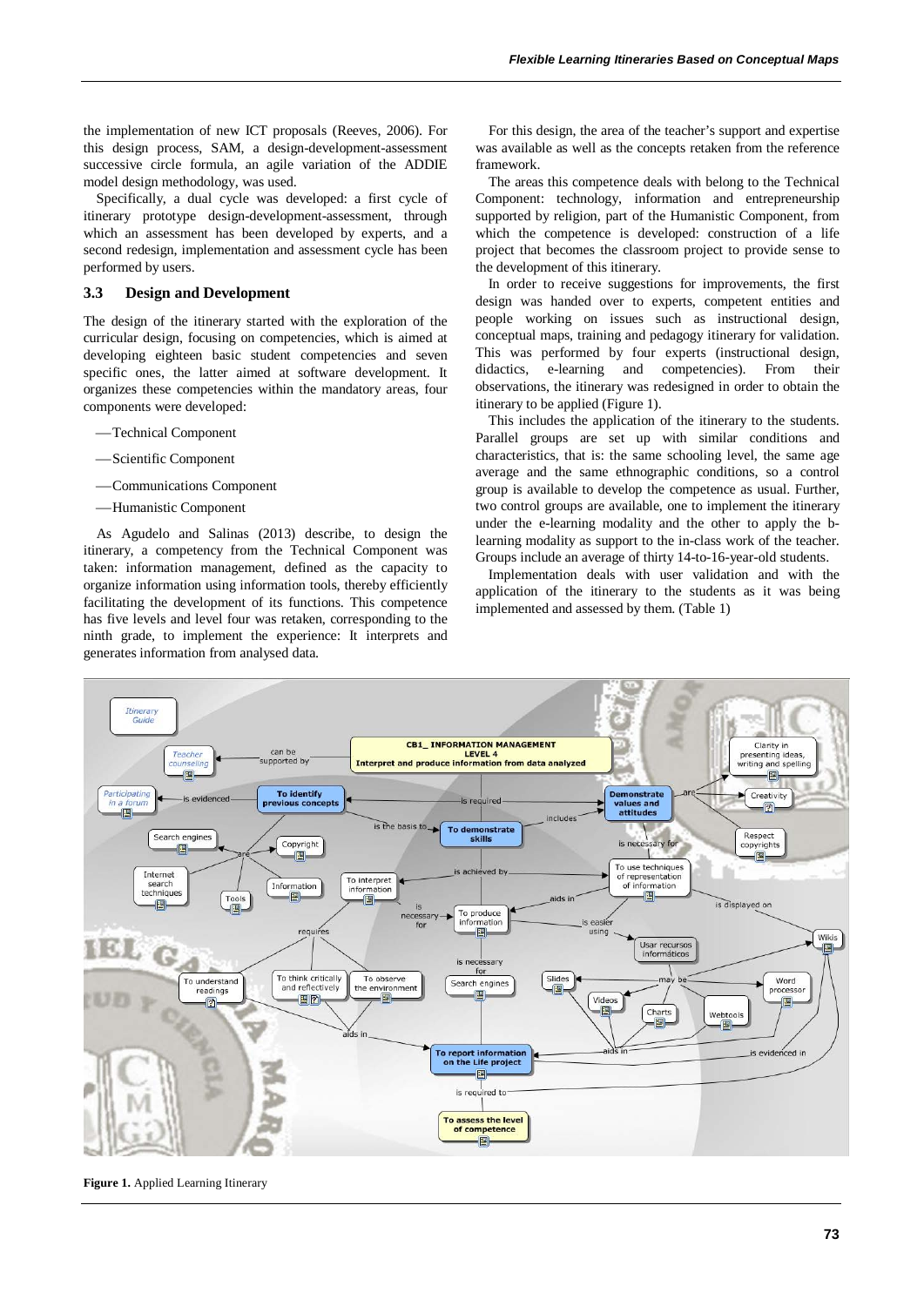the implementation of new ICT proposals (Reeves, 2006). For this design process, SAM, a design-development-assessment successive circle formula, an agile variation of the ADDIE model design methodology, was used.

Specifically, a dual cycle was developed: a first cycle of itinerary prototype design-development-assessment, through which an assessment has been developed by experts, and a second redesign, implementation and assessment cycle has been performed by users.

### 3.3 Design and Development

The design of the itinerary started with the exploration of the curricular design, focusing on competencies, which is aimed at developing eighteen basic student competencies and seven specific ones, the latter aimed at software development. It organizes these competencies within the mandatory areas, four components were developed:

- Technical Component
- Scientific Component
- Communications Component
- Humanistic Component

As Agudelo and Salinas (2013) describe, to design the itinerary, a competency from the Technical Component was taken: information management, defined as the capacity to organize information using information tools, thereby efficiently facilitating the development of its functions. This competence has five levels and level four was retaken, corresponding to the ninth grade, to implement the experience: It interprets and generates information from analysed data.

For this design, the area of the teacher's support and expertise was available as well as the concepts retaken from the reference framework.

The areas this competence deals with belong to the Technical Component: technology, information and entrepreneurship supported by religion, part of the Humanistic Component, from which the competence is developed: construction of a life project that becomes the classroom project to provide sense to the development of this itinerary.

In order to receive suggestions for improvements, the first design was handed over to experts, competent entities and people working on issues such as instructional design, conceptual maps, training and pedagogy itinerary for validation. This was performed by four experts (instructional design, didactics, e-learning and competencies). From their observations, the itinerary was redesigned in order to obtain the itinerary to be applied (Figure 1).

This includes the application of the itinerary to the students. Parallel groups are set up with similar conditions and characteristics, that is: the same schooling level, the same age average and the same ethnographic conditions, so a control group is available to develop the competence as usual. Further, two control groups are available, one to implement the itinerary under the e-learning modality and the other to apply the b-learning modality as support to the in-class work of the teacher. Groups include an average of thirty 14-to-16-year-old students.

Implementation deals with user validation and with the application of the itinerary to the students as it was being implemented and assessed by them. (Table 1)

**Figure 1.** Applied Learning Itinerary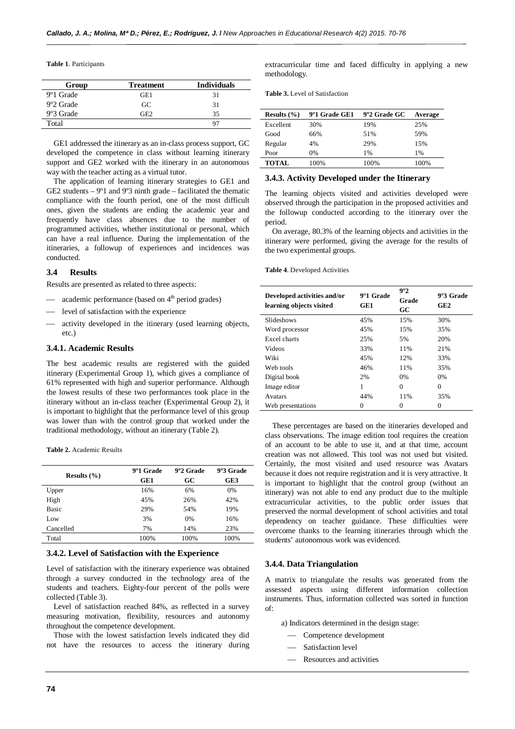**Table 1**. Participants

| Group | Treatment | Individuals |
|---|---|---|
| 9º1 Grade | GE1 | 31 |
| 9º2 Grade | GC | 31 |
| 9º3 Grade | GE2 | 35 |
| Total | | 97 |

GE1 addressed the itinerary as an in-class process support, GC developed the competence in class without learning itinerary support and GE2 worked with the itinerary in an autonomous way with the teacher acting as a virtual tutor.

The application of learning itinerary strategies to GE1 and GE2 students – 9º1 and 9º3 ninth grade – facilitated the thematic compliance with the fourth period, one of the most difficult ones, given the students are ending the academic year and frequently have class absences due to the number of programmed activities, whether institutional or personal, which can have a real influence. During the implementation of the itineraries, a followup of experiences and incidences was conducted.

### 3.4 Results

Results are presented as related to three aspects:

- academic performance (based on 4th period grades)
- level of satisfaction with the experience
- activity developed in the itinerary (used learning objects, etc.)

#### 3.4.1. Academic Results

The best academic results are registered with the guided itinerary (Experimental Group 1), which gives a compliance of 61% represented with high and superior performance. Although the lowest results of these two performances took place in the itinerary without an in-class teacher (Experimental Group 2), it is important to highlight that the performance level of this group was lower than with the control group that worked under the traditional methodology, without an itinerary (Table 2).

**Table 2.** Academic Results

| Results (%) | 9º1 Grade GE1 | 9º2 Grade GC | 9º3 Grade GE3 |
|---|---|---|---|
| Upper | 16% | 6% | 0% |
| High | 45% | 26% | 42% |
| Basic | 29% | 54% | 19% |
| Low | 3% | 0% | 16% |
| Cancelled | 7% | 14% | 23% |
| Total | 100% | 100% | 100% |

#### 3.4.2. Level of Satisfaction with the Experience

Level of satisfaction with the itinerary experience was obtained through a survey conducted in the technology area of the students and teachers. Eighty-four percent of the polls were collected (Table 3).

Level of satisfaction reached 84%, as reflected in a survey measuring motivation, flexibility, resources and autonomy throughout the competence development.

Those with the lowest satisfaction levels indicated they did not have the resources to access the itinerary during extracurricular time and faced difficulty in applying a new methodology.

**Table 3.** Level of Satisfaction

| Results (%) | 9º1 Grade GE1 | 9º2 Grade GC | Average |
|---|---|---|---|
| Excellent | 30% | 19% | 25% |
| Good | 66% | 51% | 59% |
| Regular | 4% | 29% | 15% |
| Poor | 0% | 1% | 1% |
| **TOTAL** | 100% | 100% | 100% |

#### 3.4.3. Activity Developed under the Itinerary

The learning objects visited and activities developed were observed through the participation in the proposed activities and the followup conducted according to the itinerary over the period.

On average, 80.3% of the learning objects and activities in the itinerary were performed, giving the average for the results of the two experimental groups.

**Table 4**. Developed Activities

| Developed activities and/or learning objects visited | 9º1 Grade GE1 | 9º2 Grade GC | 9º3 Grade GE2 |
|---|---|---|---|
| Slideshows | 45% | 15% | 30% |
| Word processor | 45% | 15% | 35% |
| Excel charts | 25% | 5% | 20% |
| Videos | 33% | 11% | 21% |
| Wiki | 45% | 12% | 33% |
| Web tools | 46% | 11% | 35% |
| Digital book | 2% | 0% | 0% |
| Image editor | 1 | 0 | 0 |
| Avatars | 44% | 11% | 35% |
| Web presentations | 0 | 0 | 0 |

These percentages are based on the itineraries developed and class observations. The image edition tool requires the creation of an account to be able to use it, and at that time, account creation was not allowed. This tool was not used but visited. Certainly, the most visited and used resource was Avatars because it does not require registration and it is very attractive. It is important to highlight that the control group (without an itinerary) was not able to end any product due to the multiple extracurricular activities, to the public order issues that preserved the normal development of school activities and total dependency on teacher guidance. These difficulties were overcome thanks to the learning itineraries through which the students' autonomous work was evidenced.

#### 3.4.4. Data Triangulation

A matrix to triangulate the results was generated from the assessed aspects using different information collection instruments. Thus, information collected was sorted in function of:

a) Indicators determined in the design stage:

- Competence development
- Satisfaction level
- Resources and activities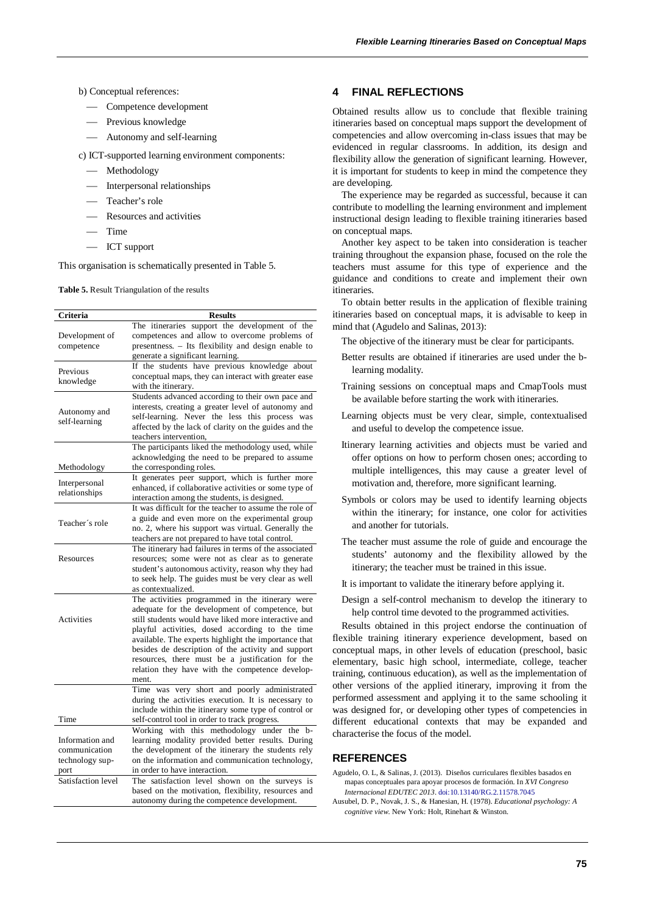b) Conceptual references:

- Competence development
- Previous knowledge
- Autonomy and self-learning

c) ICT-supported learning environment components:

- Methodology
- Interpersonal relationships
- Teacher's role
- Resources and activities
- Time
- ICT support

This organisation is schematically presented in Table 5.

**Table 5.** Result Triangulation of the results

| Criteria | Results |
|---|---|
| Development of competence | The itineraries support the development of the competences and allow to overcome problems of presentness. – Its flexibility and design enable to generate a significant learning. |
| Previous knowledge | If the students have previous knowledge about conceptual maps, they can interact with greater ease with the itinerary. |
| Autonomy and self-learning | Students advanced according to their own pace and interests, creating a greater level of autonomy and self-learning. Never the less this process was affected by the lack of clarity on the guides and the teachers intervention, |
| Methodology | The participants liked the methodology used, while acknowledging the need to be prepared to assume the corresponding roles. |
| Interpersonal relationships | It generates peer support, which is further more enhanced, if collaborative activities or some type of interaction among the students, is designed. |
| Teacher´s role | It was difficult for the teacher to assume the role of a guide and even more on the experimental group no. 2, where his support was virtual. Generally the teachers are not prepared to have total control. |
| Resources | The itinerary had failures in terms of the associated resources; some were not as clear as to generate student's autonomous activity, reason why they had to seek help. The guides must be very clear as well as contextualized. |
| Activities | The activities programmed in the itinerary were adequate for the development of competence, but still students would have liked more interactive and playful activities, dosed according to the time available. The experts highlight the importance that besides de description of the activity and support resources, there must be a justification for the relation they have with the competence development. |
| Time | Time was very short and poorly administrated during the activities execution. It is necessary to include within the itinerary some type of control or self-control tool in order to track progress. |
| Information and communication technology support | Working with this methodology under the b-learning modality provided better results. During the development of the itinerary the students rely on the information and communication technology, in order to have interaction. |
| Satisfaction level | The satisfaction level shown on the surveys is based on the motivation, flexibility, resources and autonomy during the competence development. |

## 4 FINAL REFLECTIONS

Obtained results allow us to conclude that flexible training itineraries based on conceptual maps support the development of competencies and allow overcoming in-class issues that may be evidenced in regular classrooms. In addition, its design and flexibility allow the generation of significant learning. However, it is important for students to keep in mind the competence they are developing.

The experience may be regarded as successful, because it can contribute to modelling the learning environment and implement instructional design leading to flexible training itineraries based on conceptual maps.

Another key aspect to be taken into consideration is teacher training throughout the expansion phase, focused on the role the teachers must assume for this type of experience and the guidance and conditions to create and implement their own itineraries.

To obtain better results in the application of flexible training itineraries based on conceptual maps, it is advisable to keep in mind that (Agudelo and Salinas, 2013):

The objective of the itinerary must be clear for participants.

Better results are obtained if itineraries are used under the b-learning modality.

Training sessions on conceptual maps and CmapTools must be available before starting the work with itineraries.

Learning objects must be very clear, simple, contextualised and useful to develop the competence issue.

Itinerary learning activities and objects must be varied and offer options on how to perform chosen ones; according to multiple intelligences, this may cause a greater level of motivation and, therefore, more significant learning.

Symbols or colors may be used to identify learning objects within the itinerary; for instance, one color for activities and another for tutorials.

The teacher must assume the role of guide and encourage the students' autonomy and the flexibility allowed by the itinerary; the teacher must be trained in this issue.

It is important to validate the itinerary before applying it.

Design a self-control mechanism to develop the itinerary to help control time devoted to the programmed activities.

Results obtained in this project endorse the continuation of flexible training itinerary experience development, based on conceptual maps, in other levels of education (preschool, basic elementary, basic high school, intermediate, college, teacher training, continuous education), as well as the implementation of other versions of the applied itinerary, improving it from the performed assessment and applying it to the same schooling it was designed for, or developing other types of competencies in different educational contexts that may be expanded and characterise the focus of the model.

## REFERENCES

Agudelo, O. L., & Salinas, J. (2013). Diseños curriculares flexibles basados en mapas conceptuales para apoyar procesos de formación. In *XVI Congreso Internacional EDUTEC 2013*. doi:10.13140/RG.2.11578.7045

Ausubel, D. P., Novak, J. S., & Hanesian, H. (1978). *Educational psychology: A cognitive view*. New York: Holt, Rinehart & Winston.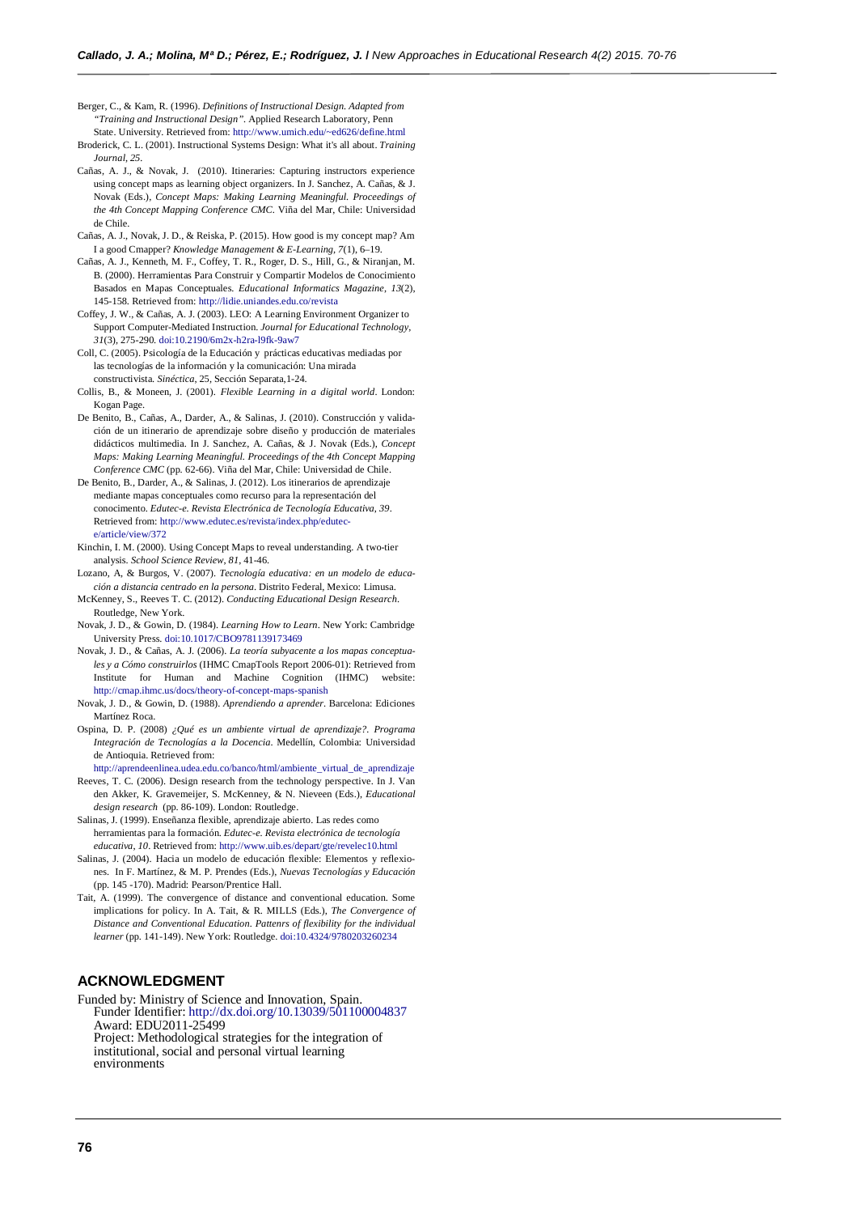Berger, C., & Kam, R. (1996). *Definitions of Instructional Design. Adapted from "Training and Instructional Design"*. Applied Research Laboratory, Penn State. University. Retrieved from: http://www.umich.edu/~ed626/define.html

Broderick, C. L. (2001). Instructional Systems Design: What it's all about. *Training Journal, 25*.

Cañas, A. J., & Novak, J. (2010). Itineraries: Capturing instructors experience using concept maps as learning object organizers. In J. Sanchez, A. Cañas, & J. Novak (Eds.), *Concept Maps: Making Learning Meaningful. Proceedings of the 4th Concept Mapping Conference CMC*. Viña del Mar, Chile: Universidad de Chile.

Cañas, A. J., Novak, J. D., & Reiska, P. (2015). How good is my concept map? Am I a good Cmapper? *Knowledge Management & E-Learning, 7*(1), 6–19.

Cañas, A. J., Kenneth, M. F., Coffey, T. R., Roger, D. S., Hill, G., & Niranjan, M. B. (2000). Herramientas Para Construir y Compartir Modelos de Conocimiento Basados en Mapas Conceptuales. *Educational Informatics Magazine, 13*(2), 145-158. Retrieved from: http://lidie.uniandes.edu.co/revista

Coffey, J. W., & Cañas, A. J. (2003). LEO: A Learning Environment Organizer to Support Computer-Mediated Instruction. *Journal for Educational Technology, 31*(3), 275-290. doi:10.2190/6m2x-h2ra-l9fk-9aw7

Coll, C. (2005). Psicología de la Educación y prácticas educativas mediadas por las tecnologías de la información y la comunicación: Una mirada constructivista. *Sinéctica*, 25, Sección Separata,1-24.

Collis, B., & Moneen, J. (2001). *Flexible Learning in a digital world*. London: Kogan Page.

De Benito, B., Cañas, A., Darder, A., & Salinas, J. (2010). Construcción y validación de un itinerario de aprendizaje sobre diseño y producción de materiales didácticos multimedia. In J. Sanchez, A. Cañas, & J. Novak (Eds.), *Concept Maps: Making Learning Meaningful. Proceedings of the 4th Concept Mapping Conference CMC* (pp. 62-66). Viña del Mar, Chile: Universidad de Chile.

De Benito, B., Darder, A., & Salinas, J. (2012). Los itinerarios de aprendizaje mediante mapas conceptuales como recurso para la representación del conocimento. *Edutec-e. Revista Electrónica de Tecnología Educativa, 39*. Retrieved from: http://www.edutec.es/revista/index.php/edutec-e/article/view/372

Kinchin, I. M. (2000). Using Concept Maps to reveal understanding. A two-tier analysis. *School Science Review, 81*, 41-46.

Lozano, A, & Burgos, V. (2007). *Tecnología educativa: en un modelo de educación a distancia centrado en la persona*. Distrito Federal, Mexico: Limusa.

McKenney, S., Reeves T. C. (2012). *Conducting Educational Design Research*. Routledge, New York.

Novak, J. D., & Gowin, D. (1984). *Learning How to Learn*. New York: Cambridge University Press. doi:10.1017/CBO9781139173469

Novak, J. D., & Cañas, A. J. (2006). *La teoría subyacente a los mapas conceptuales y a Cómo construirlos* (IHMC CmapTools Report 2006-01): Retrieved from Institute for Human and Machine Cognition (IHMC) website: http://cmap.ihmc.us/docs/theory-of-concept-maps-spanish

Novak, J. D., & Gowin, D. (1988). *Aprendiendo a aprender*. Barcelona: Ediciones Martínez Roca.

Ospina, D. P. (2008) *¿Qué es un ambiente virtual de aprendizaje?. Programa Integración de Tecnologías a la Docencia*. Medellín, Colombia: Universidad de Antioquia. Retrieved from: http://aprendeenlinea.udea.edu.co/banco/html/ambiente_virtual_de_aprendizaje

Reeves, T. C. (2006). Design research from the technology perspective. In J. Van den Akker, K. Gravemeijer, S. McKenney, & N. Nieveen (Eds.), *Educational design research* (pp. 86-109). London: Routledge.

Salinas, J. (1999). Enseñanza flexible, aprendizaje abierto. Las redes como herramientas para la formación. *Edutec-e. Revista electrónica de tecnología educativa, 10*. Retrieved from: http://www.uib.es/depart/gte/revelec10.html

Salinas, J. (2004). Hacia un modelo de educación flexible: Elementos y reflexiones. In F. Martínez, & M. P. Prendes (Eds.), *Nuevas Tecnologías y Educación* (pp. 145 -170). Madrid: Pearson/Prentice Hall.

Tait, A. (1999). The convergence of distance and conventional education. Some implications for policy. In A. Tait, & R. MILLS (Eds.), *The Convergence of Distance and Conventional Education. Pattenrs of flexibility for the individual learner* (pp. 141-149). New York: Routledge. doi:10.4324/9780203260234

## ACKNOWLEDGMENT

Funded by: Ministry of Science and Innovation, Spain.
Funder Identifier: http://dx.doi.org/10.13039/501100004837
Award: EDU2011-25499
Project: Methodological strategies for the integration of institutional, social and personal virtual learning environments